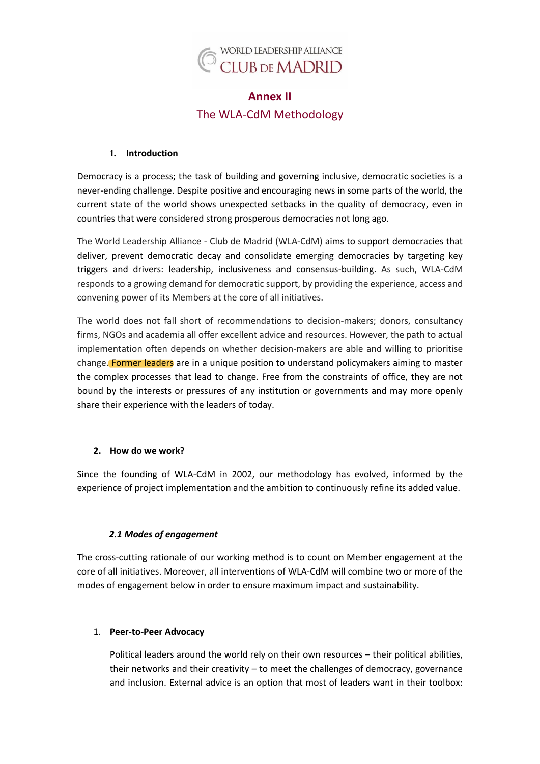WORLD LEADERSHIP ALLIANCE
CLUB DE MADRID

# Annex II

## The WLA-CdM Methodology

### 1. Introduction

Democracy is a process; the task of building and governing inclusive, democratic societies is a never-ending challenge. Despite positive and encouraging news in some parts of the world, the current state of the world shows unexpected setbacks in the quality of democracy, even in countries that were considered strong prosperous democracies not long ago.

The World Leadership Alliance - Club de Madrid (WLA-CdM) aims to support democracies that deliver, prevent democratic decay and consolidate emerging democracies by targeting key triggers and drivers: leadership, inclusiveness and consensus-building. As such, WLA-CdM responds to a growing demand for democratic support, by providing the experience, access and convening power of its Members at the core of all initiatives.

The world does not fall short of recommendations to decision-makers; donors, consultancy firms, NGOs and academia all offer excellent advice and resources. However, the path to actual implementation often depends on whether decision-makers are able and willing to prioritise change. Former leaders are in a unique position to understand policymakers aiming to master the complex processes that lead to change. Free from the constraints of office, they are not bound by the interests or pressures of any institution or governments and may more openly share their experience with the leaders of today.

### 2. How do we work?

Since the founding of WLA-CdM in 2002, our methodology has evolved, informed by the experience of project implementation and the ambition to continuously refine its added value.

#### *2.1 Modes of engagement*

The cross-cutting rationale of our working method is to count on Member engagement at the core of all initiatives. Moreover, all interventions of WLA-CdM will combine two or more of the modes of engagement below in order to ensure maximum impact and sustainability.

1. **Peer-to-Peer Advocacy**

   Political leaders around the world rely on their own resources – their political abilities, their networks and their creativity – to meet the challenges of democracy, governance and inclusion. External advice is an option that most of leaders want in their toolbox: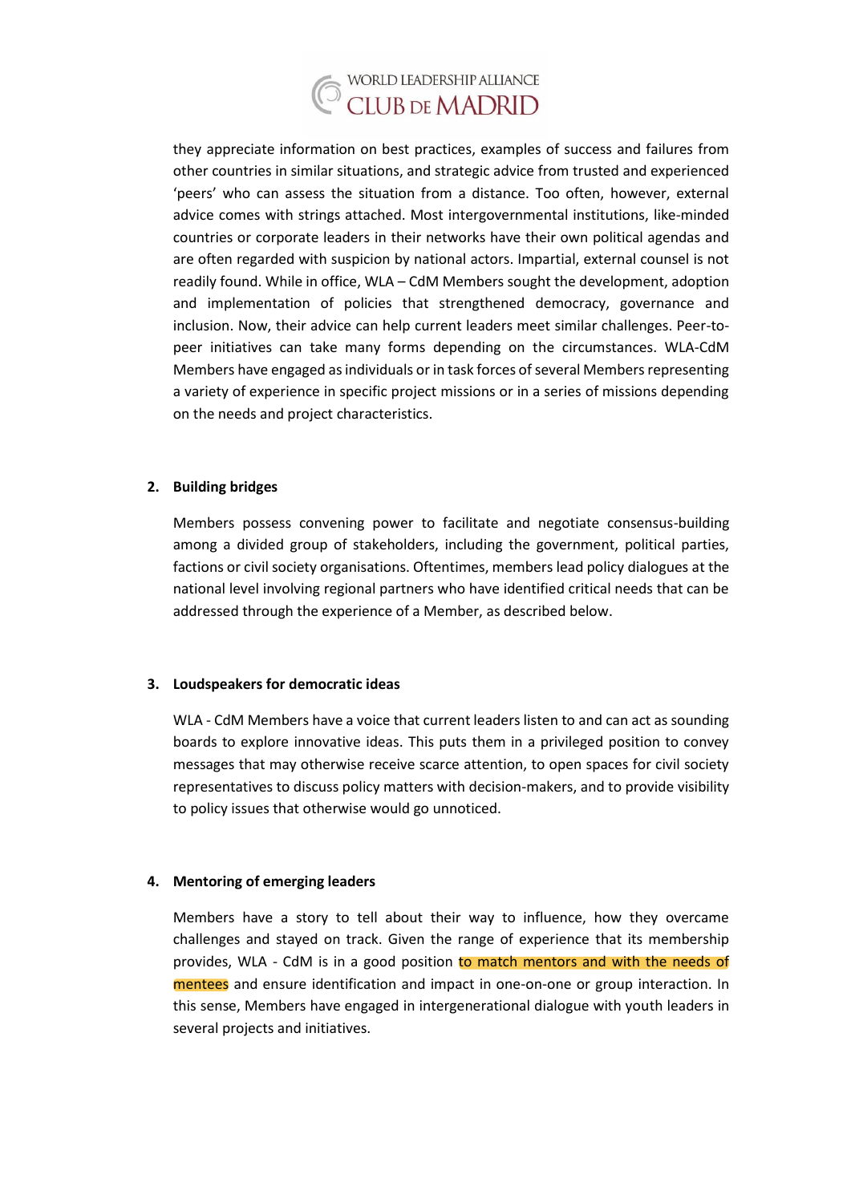they appreciate information on best practices, examples of success and failures from other countries in similar situations, and strategic advice from trusted and experienced 'peers' who can assess the situation from a distance. Too often, however, external advice comes with strings attached. Most intergovernmental institutions, like-minded countries or corporate leaders in their networks have their own political agendas and are often regarded with suspicion by national actors. Impartial, external counsel is not readily found. While in office, WLA – CdM Members sought the development, adoption and implementation of policies that strengthened democracy, governance and inclusion. Now, their advice can help current leaders meet similar challenges. Peer-to-peer initiatives can take many forms depending on the circumstances. WLA-CdM Members have engaged as individuals or in task forces of several Members representing a variety of experience in specific project missions or in a series of missions depending on the needs and project characteristics.

**2. Building bridges**

Members possess convening power to facilitate and negotiate consensus-building among a divided group of stakeholders, including the government, political parties, factions or civil society organisations. Oftentimes, members lead policy dialogues at the national level involving regional partners who have identified critical needs that can be addressed through the experience of a Member, as described below.

**3. Loudspeakers for democratic ideas**

WLA - CdM Members have a voice that current leaders listen to and can act as sounding boards to explore innovative ideas. This puts them in a privileged position to convey messages that may otherwise receive scarce attention, to open spaces for civil society representatives to discuss policy matters with decision-makers, and to provide visibility to policy issues that otherwise would go unnoticed.

**4. Mentoring of emerging leaders**

Members have a story to tell about their way to influence, how they overcame challenges and stayed on track. Given the range of experience that its membership provides, WLA - CdM is in a good position to match mentors and with the needs of mentees and ensure identification and impact in one-on-one or group interaction. In this sense, Members have engaged in intergenerational dialogue with youth leaders in several projects and initiatives.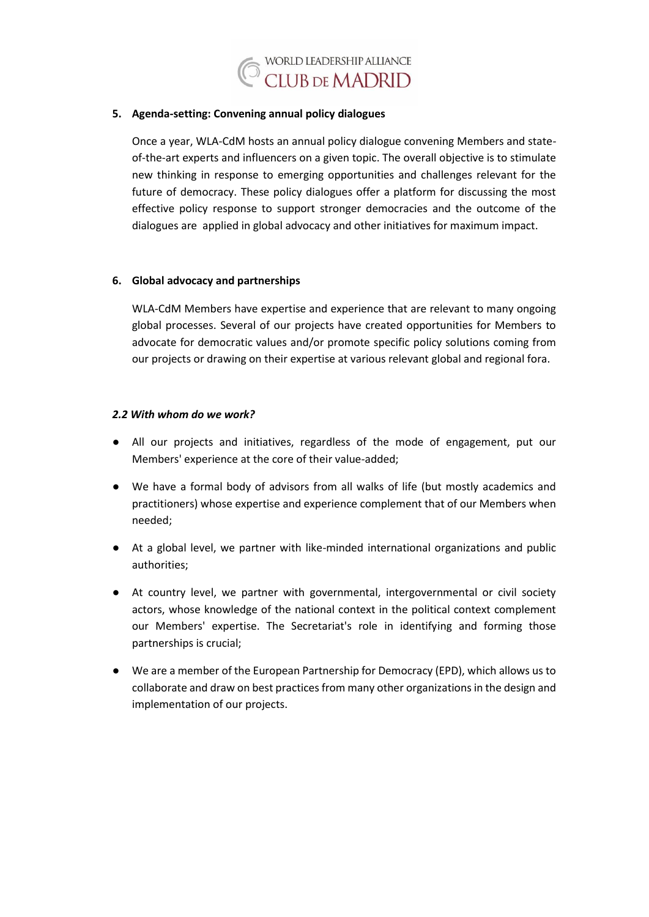5. **Agenda-setting: Convening annual policy dialogues**

   Once a year, WLA-CdM hosts an annual policy dialogue convening Members and state-of-the-art experts and influencers on a given topic. The overall objective is to stimulate new thinking in response to emerging opportunities and challenges relevant for the future of democracy. These policy dialogues offer a platform for discussing the most effective policy response to support stronger democracies and the outcome of the dialogues are applied in global advocacy and other initiatives for maximum impact.

6. **Global advocacy and partnerships**

   WLA-CdM Members have expertise and experience that are relevant to many ongoing global processes. Several of our projects have created opportunities for Members to advocate for democratic values and/or promote specific policy solutions coming from our projects or drawing on their expertise at various relevant global and regional fora.

### *2.2 With whom do we work?*

- All our projects and initiatives, regardless of the mode of engagement, put our Members' experience at the core of their value-added;
- We have a formal body of advisors from all walks of life (but mostly academics and practitioners) whose expertise and experience complement that of our Members when needed;
- At a global level, we partner with like-minded international organizations and public authorities;
- At country level, we partner with governmental, intergovernmental or civil society actors, whose knowledge of the national context in the political context complement our Members' expertise. The Secretariat's role in identifying and forming those partnerships is crucial;
- We are a member of the European Partnership for Democracy (EPD), which allows us to collaborate and draw on best practices from many other organizations in the design and implementation of our projects.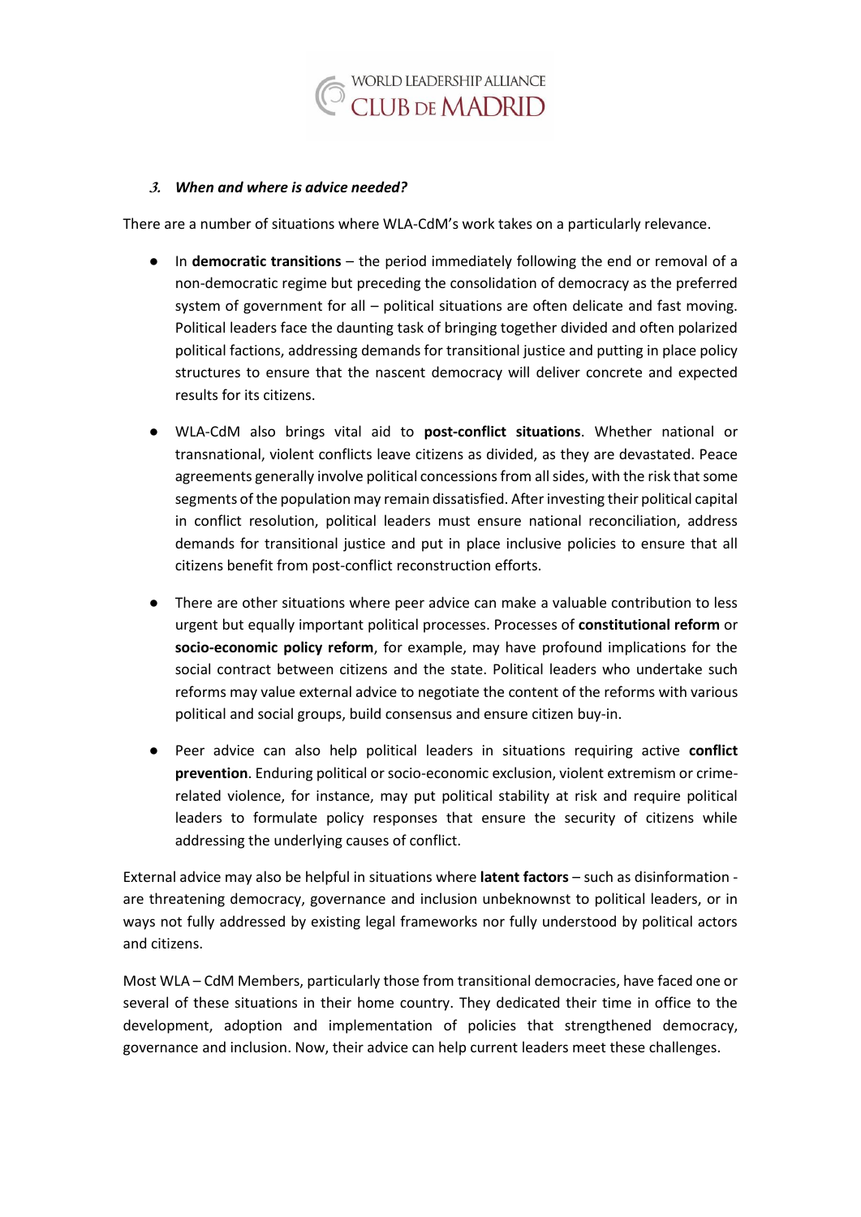### *3. When and where is advice needed?*

There are a number of situations where WLA-CdM's work takes on a particularly relevance.

- In **democratic transitions** – the period immediately following the end or removal of a non-democratic regime but preceding the consolidation of democracy as the preferred system of government for all – political situations are often delicate and fast moving. Political leaders face the daunting task of bringing together divided and often polarized political factions, addressing demands for transitional justice and putting in place policy structures to ensure that the nascent democracy will deliver concrete and expected results for its citizens.

- WLA-CdM also brings vital aid to **post-conflict situations**. Whether national or transnational, violent conflicts leave citizens as divided, as they are devastated. Peace agreements generally involve political concessions from all sides, with the risk that some segments of the population may remain dissatisfied. After investing their political capital in conflict resolution, political leaders must ensure national reconciliation, address demands for transitional justice and put in place inclusive policies to ensure that all citizens benefit from post-conflict reconstruction efforts.

- There are other situations where peer advice can make a valuable contribution to less urgent but equally important political processes. Processes of **constitutional reform** or **socio-economic policy reform**, for example, may have profound implications for the social contract between citizens and the state. Political leaders who undertake such reforms may value external advice to negotiate the content of the reforms with various political and social groups, build consensus and ensure citizen buy-in.

- Peer advice can also help political leaders in situations requiring active **conflict prevention**. Enduring political or socio-economic exclusion, violent extremism or crime-related violence, for instance, may put political stability at risk and require political leaders to formulate policy responses that ensure the security of citizens while addressing the underlying causes of conflict.

External advice may also be helpful in situations where **latent factors** – such as disinformation - are threatening democracy, governance and inclusion unbeknownst to political leaders, or in ways not fully addressed by existing legal frameworks nor fully understood by political actors and citizens.

Most WLA – CdM Members, particularly those from transitional democracies, have faced one or several of these situations in their home country. They dedicated their time in office to the development, adoption and implementation of policies that strengthened democracy, governance and inclusion. Now, their advice can help current leaders meet these challenges.